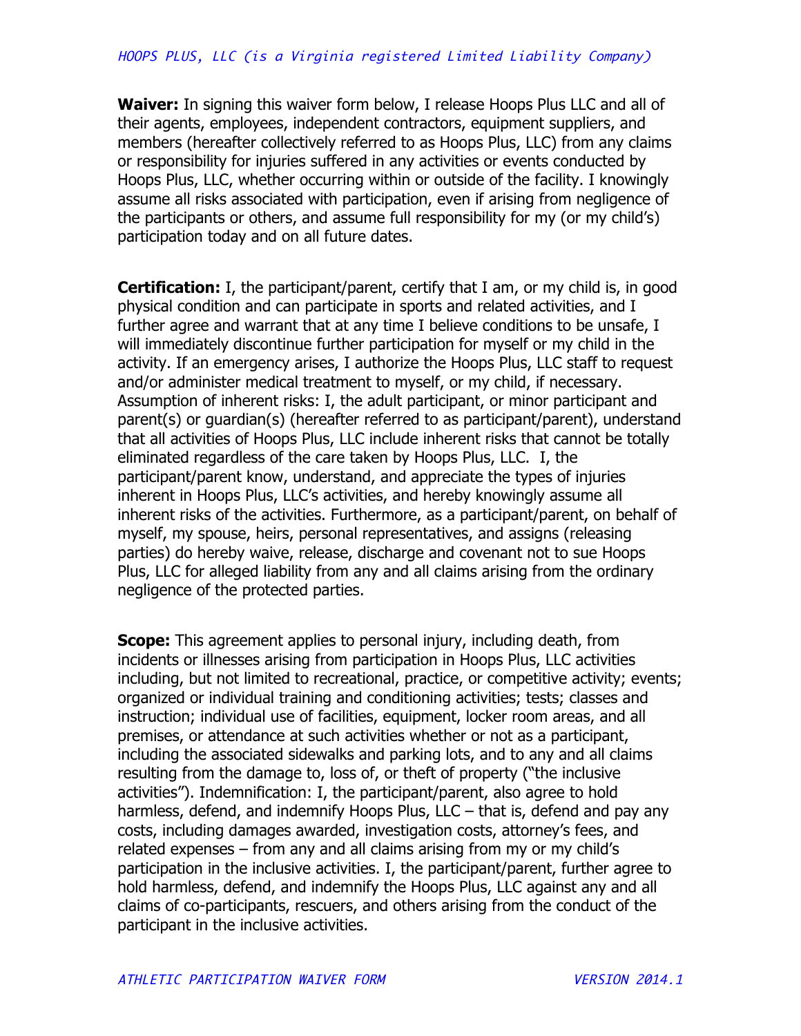*HOOPS PLUS, LLC (is a Virginia registered Limited Liability Company)*

**Waiver:** In signing this waiver form below, I release Hoops Plus LLC and all of their agents, employees, independent contractors, equipment suppliers, and members (hereafter collectively referred to as Hoops Plus, LLC) from any claims or responsibility for injuries suffered in any activities or events conducted by Hoops Plus, LLC, whether occurring within or outside of the facility. I knowingly assume all risks associated with participation, even if arising from negligence of the participants or others, and assume full responsibility for my (or my child's) participation today and on all future dates.

**Certification:** I, the participant/parent, certify that I am, or my child is, in good physical condition and can participate in sports and related activities, and I further agree and warrant that at any time I believe conditions to be unsafe, I will immediately discontinue further participation for myself or my child in the activity. If an emergency arises, I authorize the Hoops Plus, LLC staff to request and/or administer medical treatment to myself, or my child, if necessary. Assumption of inherent risks: I, the adult participant, or minor participant and parent(s) or guardian(s) (hereafter referred to as participant/parent), understand that all activities of Hoops Plus, LLC include inherent risks that cannot be totally eliminated regardless of the care taken by Hoops Plus, LLC. I, the participant/parent know, understand, and appreciate the types of injuries inherent in Hoops Plus, LLC's activities, and hereby knowingly assume all inherent risks of the activities. Furthermore, as a participant/parent, on behalf of myself, my spouse, heirs, personal representatives, and assigns (releasing parties) do hereby waive, release, discharge and covenant not to sue Hoops Plus, LLC for alleged liability from any and all claims arising from the ordinary negligence of the protected parties.

**Scope:** This agreement applies to personal injury, including death, from incidents or illnesses arising from participation in Hoops Plus, LLC activities including, but not limited to recreational, practice, or competitive activity; events; organized or individual training and conditioning activities; tests; classes and instruction; individual use of facilities, equipment, locker room areas, and all premises, or attendance at such activities whether or not as a participant, including the associated sidewalks and parking lots, and to any and all claims resulting from the damage to, loss of, or theft of property ("the inclusive activities"). Indemnification: I, the participant/parent, also agree to hold harmless, defend, and indemnify Hoops Plus, LLC – that is, defend and pay any costs, including damages awarded, investigation costs, attorney's fees, and related expenses – from any and all claims arising from my or my child's participation in the inclusive activities. I, the participant/parent, further agree to hold harmless, defend, and indemnify the Hoops Plus, LLC against any and all claims of co-participants, rescuers, and others arising from the conduct of the participant in the inclusive activities.

*ATHLETIC PARTICIPATION WAIVER FORM* *VERSION 2014.1*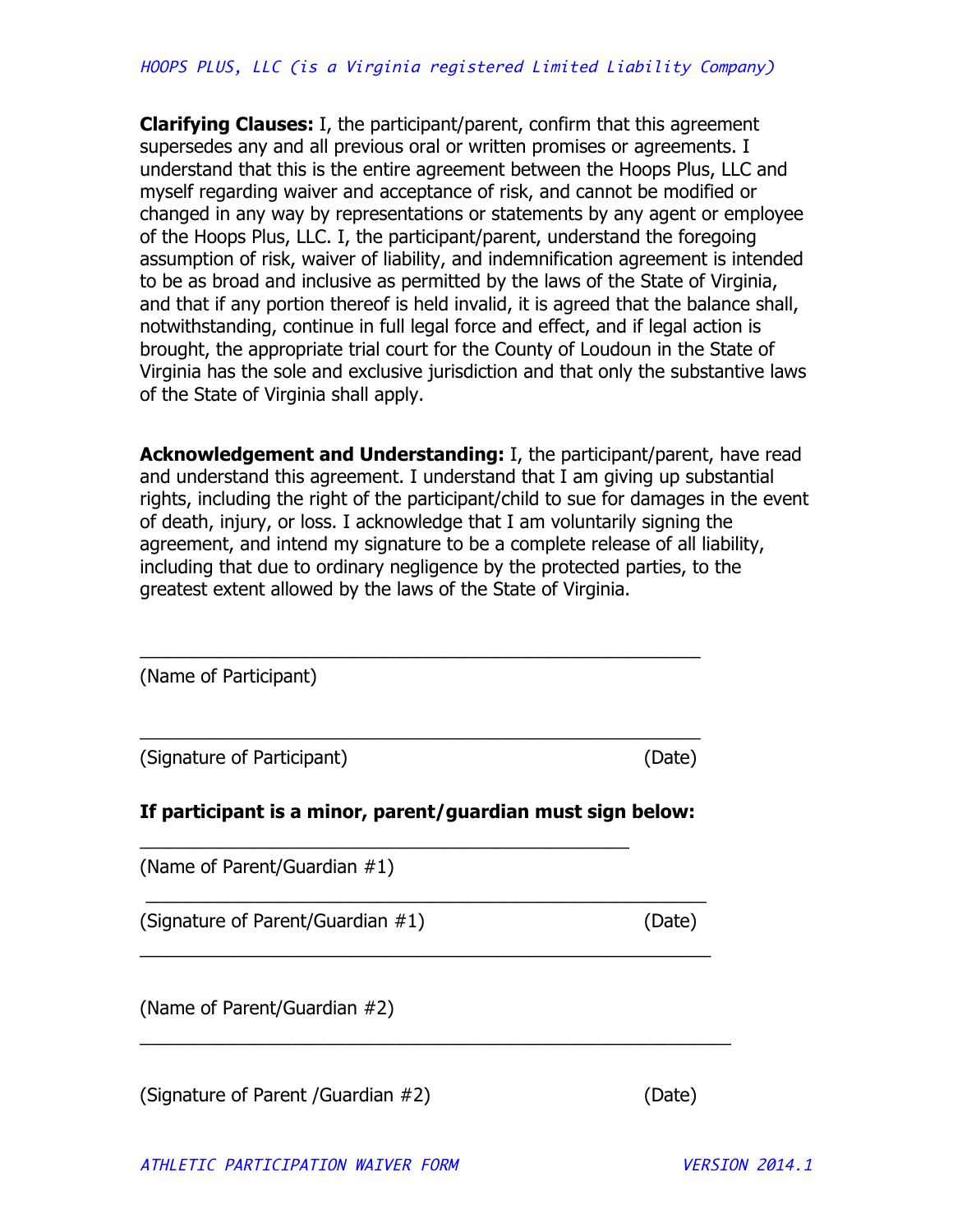**Clarifying Clauses:** I, the participant/parent, confirm that this agreement supersedes any and all previous oral or written promises or agreements. I understand that this is the entire agreement between the Hoops Plus, LLC and myself regarding waiver and acceptance of risk, and cannot be modified or changed in any way by representations or statements by any agent or employee of the Hoops Plus, LLC. I, the participant/parent, understand the foregoing assumption of risk, waiver of liability, and indemnification agreement is intended to be as broad and inclusive as permitted by the laws of the State of Virginia, and that if any portion thereof is held invalid, it is agreed that the balance shall, notwithstanding, continue in full legal force and effect, and if legal action is brought, the appropriate trial court for the County of Loudoun in the State of Virginia has the sole and exclusive jurisdiction and that only the substantive laws of the State of Virginia shall apply.

**Acknowledgement and Understanding:** I, the participant/parent, have read and understand this agreement. I understand that I am giving up substantial rights, including the right of the participant/child to sue for damages in the event of death, injury, or loss. I acknowledge that I am voluntarily signing the agreement, and intend my signature to be a complete release of all liability, including that due to ordinary negligence by the protected parties, to the greatest extent allowed by the laws of the State of Virginia.

_______________________________________________

(Name of Participant)

_______________________________________________

(Signature of Participant) (Date)

**If participant is a minor, parent/guardian must sign below:**

_______________________________________________

(Name of Parent/Guardian #1)

_______________________________________________

(Signature of Parent/Guardian #1) (Date)

_______________________________________________

(Name of Parent/Guardian #2)

_______________________________________________

(Signature of Parent /Guardian #2) (Date)